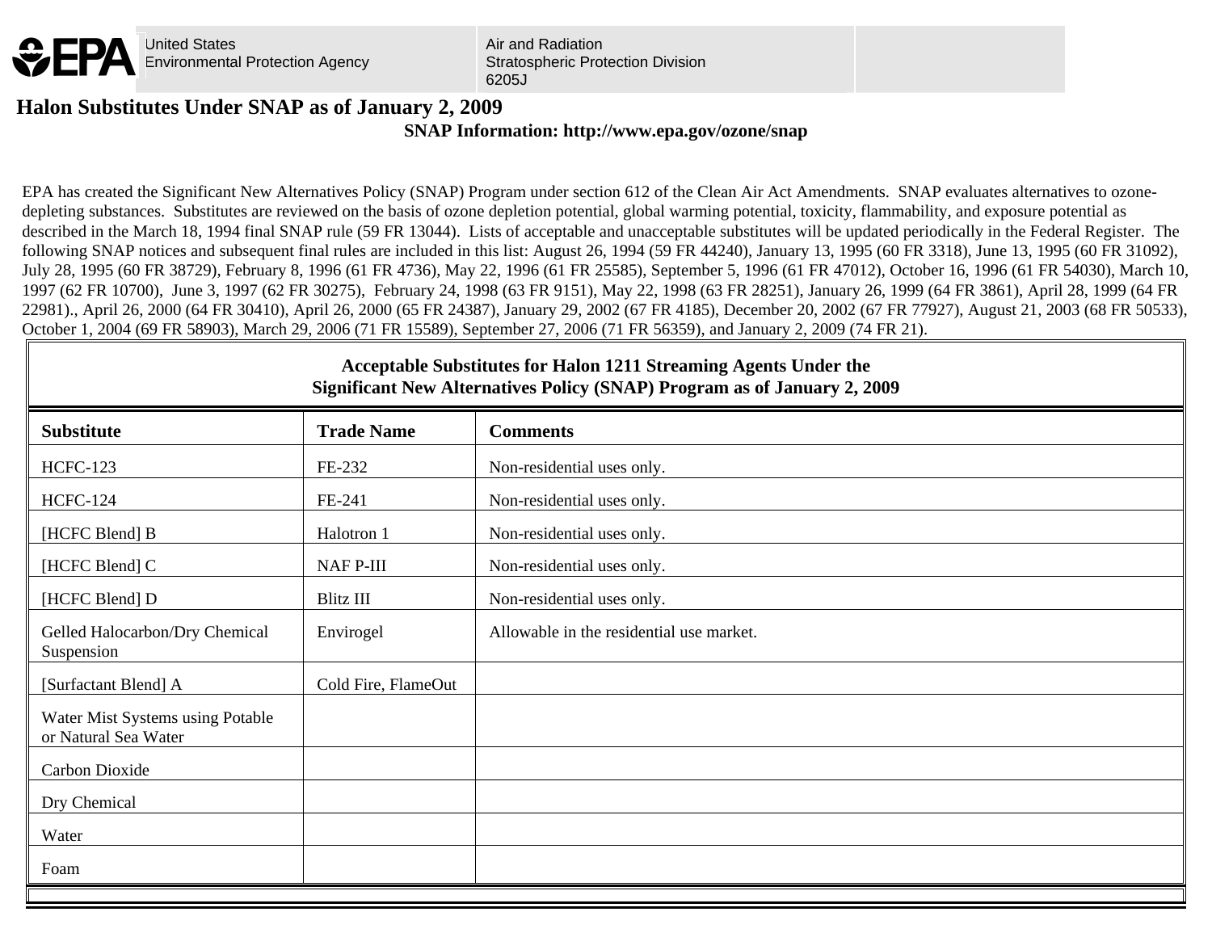United States Environmental Protection Agency | Air and Radiation Stratospheric Protection Division 6205J

# Halon Substitutes Under SNAP as of January 2, 2009

**SNAP Information: http://www.epa.gov/ozone/snap**

EPA has created the Significant New Alternatives Policy (SNAP) Program under section 612 of the Clean Air Act Amendments. SNAP evaluates alternatives to ozone-depleting substances. Substitutes are reviewed on the basis of ozone depletion potential, global warming potential, toxicity, flammability, and exposure potential as described in the March 18, 1994 final SNAP rule (59 FR 13044). Lists of acceptable and unacceptable substitutes will be updated periodically in the Federal Register. The following SNAP notices and subsequent final rules are included in this list: August 26, 1994 (59 FR 44240), January 13, 1995 (60 FR 3318), June 13, 1995 (60 FR 31092), July 28, 1995 (60 FR 38729), February 8, 1996 (61 FR 4736), May 22, 1996 (61 FR 25585), September 5, 1996 (61 FR 47012), October 16, 1996 (61 FR 54030), March 10, 1997 (62 FR 10700), June 3, 1997 (62 FR 30275), February 24, 1998 (63 FR 9151), May 22, 1998 (63 FR 28251), January 26, 1999 (64 FR 3861), April 28, 1999 (64 FR 22981)., April 26, 2000 (64 FR 30410), April 26, 2000 (65 FR 24387), January 29, 2002 (67 FR 4185), December 20, 2002 (67 FR 77927), August 21, 2003 (68 FR 50533), October 1, 2004 (69 FR 58903), March 29, 2006 (71 FR 15589), September 27, 2006 (71 FR 56359), and January 2, 2009 (74 FR 21).

**Acceptable Substitutes for Halon 1211 Streaming Agents Under the Significant New Alternatives Policy (SNAP) Program as of January 2, 2009**

| Substitute | Trade Name | Comments |
|---|---|---|
| HCFC-123 | FE-232 | Non-residential uses only. |
| HCFC-124 | FE-241 | Non-residential uses only. |
| [HCFC Blend] B | Halotron 1 | Non-residential uses only. |
| [HCFC Blend] C | NAF P-III | Non-residential uses only. |
| [HCFC Blend] D | Blitz III | Non-residential uses only. |
| Gelled Halocarbon/Dry Chemical Suspension | Envirogel | Allowable in the residential use market. |
| [Surfactant Blend] A | Cold Fire, FlameOut | |
| Water Mist Systems using Potable or Natural Sea Water | | |
| Carbon Dioxide | | |
| Dry Chemical | | |
| Water | | |
| Foam | | |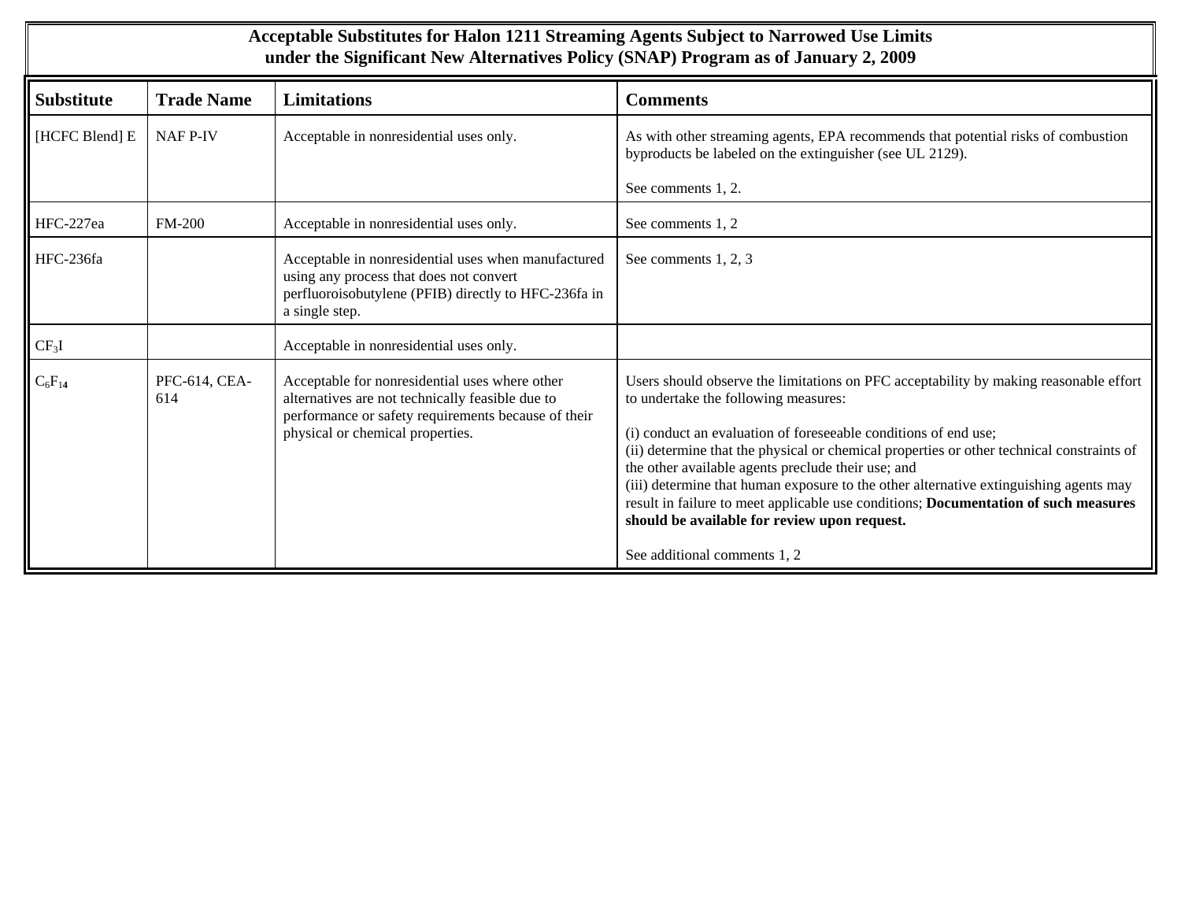**Acceptable Substitutes for Halon 1211 Streaming Agents Subject to Narrowed Use Limits under the Significant New Alternatives Policy (SNAP) Program as of January 2, 2009**

| Substitute | Trade Name | Limitations | Comments |
|---|---|---|---|
| [HCFC Blend] E | NAF P-IV | Acceptable in nonresidential uses only. | As with other streaming agents, EPA recommends that potential risks of combustion byproducts be labeled on the extinguisher (see UL 2129).<br><br>See comments 1, 2. |
| HFC-227ea | FM-200 | Acceptable in nonresidential uses only. | See comments 1, 2 |
| HFC-236fa | | Acceptable in nonresidential uses when manufactured using any process that does not convert perfluoroisobutylene (PFIB) directly to HFC-236fa in a single step. | See comments 1, 2, 3 |
| $CF_3I$ | | Acceptable in nonresidential uses only. | |
| $C_6F_{14}$ | PFC-614, CEA-614 | Acceptable for nonresidential uses where other alternatives are not technically feasible due to performance or safety requirements because of their physical or chemical properties. | Users should observe the limitations on PFC acceptability by making reasonable effort to undertake the following measures:<br><br>(i) conduct an evaluation of foreseeable conditions of end use;<br>(ii) determine that the physical or chemical properties or other technical constraints of the other available agents preclude their use; and<br>(iii) determine that human exposure to the other alternative extinguishing agents may result in failure to meet applicable use conditions; **Documentation of such measures should be available for review upon request.**<br><br>See additional comments 1, 2 |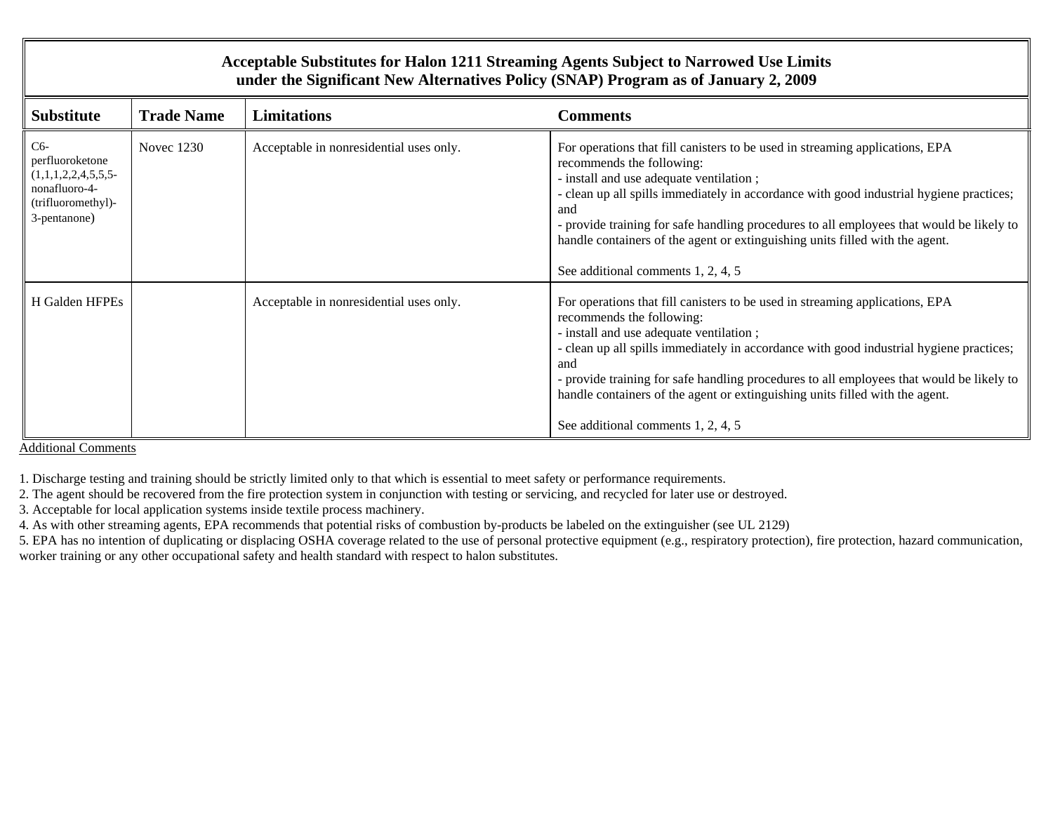| Acceptable Substitutes for Halon 1211 Streaming Agents Subject to Narrowed Use Limits under the Significant New Alternatives Policy (SNAP) Program as of January 2, 2009 | | | |
|---|---|---|---|
| **Substitute** | **Trade Name** | **Limitations** | **Comments** |
| C6-perfluoroketone (1,1,1,2,2,4,5,5,5-nonafluoro-4-(trifluoromethyl)-3-pentanone) | Novec 1230 | Acceptable in nonresidential uses only. | For operations that fill canisters to be used in streaming applications, EPA recommends the following:<br>- install and use adequate ventilation ;<br>- clean up all spills immediately in accordance with good industrial hygiene practices; and<br>- provide training for safe handling procedures to all employees that would be likely to handle containers of the agent or extinguishing units filled with the agent.<br><br>See additional comments 1, 2, 4, 5 |
| H Galden HFPEs | | Acceptable in nonresidential uses only. | For operations that fill canisters to be used in streaming applications, EPA recommends the following:<br>- install and use adequate ventilation ;<br>- clean up all spills immediately in accordance with good industrial hygiene practices; and<br>- provide training for safe handling procedures to all employees that would be likely to handle containers of the agent or extinguishing units filled with the agent.<br><br>See additional comments 1, 2, 4, 5 |

Additional Comments

1. Discharge testing and training should be strictly limited only to that which is essential to meet safety or performance requirements.
2. The agent should be recovered from the fire protection system in conjunction with testing or servicing, and recycled for later use or destroyed.
3. Acceptable for local application systems inside textile process machinery.
4. As with other streaming agents, EPA recommends that potential risks of combustion by-products be labeled on the extinguisher (see UL 2129)
5. EPA has no intention of duplicating or displacing OSHA coverage related to the use of personal protective equipment (e.g., respiratory protection), fire protection, hazard communication, worker training or any other occupational safety and health standard with respect to halon substitutes.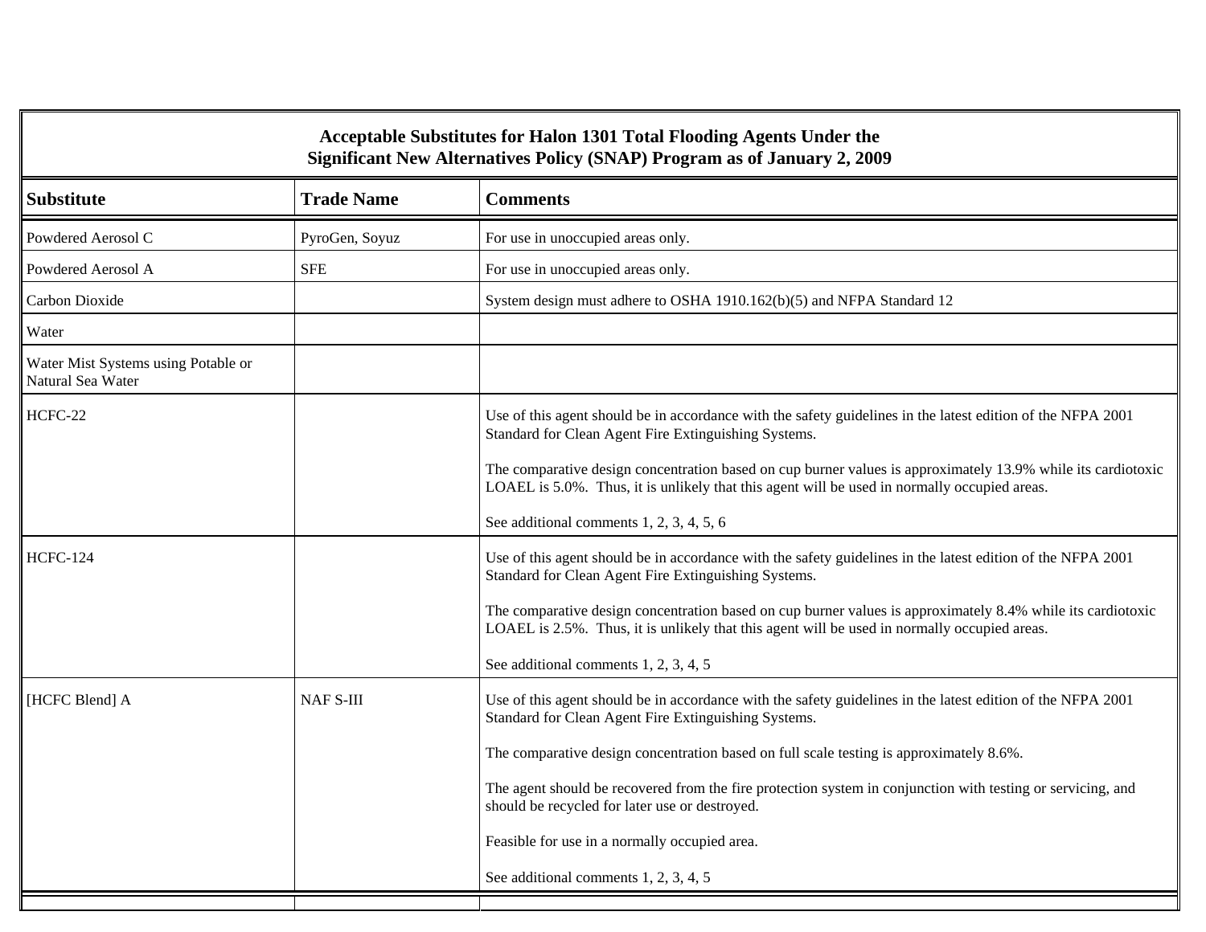| Acceptable Substitutes for Halon 1301 Total Flooding Agents Under the Significant New Alternatives Policy (SNAP) Program as of January 2, 2009 | | |
|---|---|---|
| **Substitute** | **Trade Name** | **Comments** |
| Powdered Aerosol C | PyroGen, Soyuz | For use in unoccupied areas only. |
| Powdered Aerosol A | SFE | For use in unoccupied areas only. |
| Carbon Dioxide | | System design must adhere to OSHA 1910.162(b)(5) and NFPA Standard 12 |
| Water | | |
| Water Mist Systems using Potable or Natural Sea Water | | |
| HCFC-22 | | Use of this agent should be in accordance with the safety guidelines in the latest edition of the NFPA 2001 Standard for Clean Agent Fire Extinguishing Systems.<br><br>The comparative design concentration based on cup burner values is approximately 13.9% while its cardiotoxic LOAEL is 5.0%. Thus, it is unlikely that this agent will be used in normally occupied areas.<br><br>See additional comments 1, 2, 3, 4, 5, 6 |
| HCFC-124 | | Use of this agent should be in accordance with the safety guidelines in the latest edition of the NFPA 2001 Standard for Clean Agent Fire Extinguishing Systems.<br><br>The comparative design concentration based on cup burner values is approximately 8.4% while its cardiotoxic LOAEL is 2.5%. Thus, it is unlikely that this agent will be used in normally occupied areas.<br><br>See additional comments 1, 2, 3, 4, 5 |
| [HCFC Blend] A | NAF S-III | Use of this agent should be in accordance with the safety guidelines in the latest edition of the NFPA 2001 Standard for Clean Agent Fire Extinguishing Systems.<br><br>The comparative design concentration based on full scale testing is approximately 8.6%.<br><br>The agent should be recovered from the fire protection system in conjunction with testing or servicing, and should be recycled for later use or destroyed.<br><br>Feasible for use in a normally occupied area.<br><br>See additional comments 1, 2, 3, 4, 5 |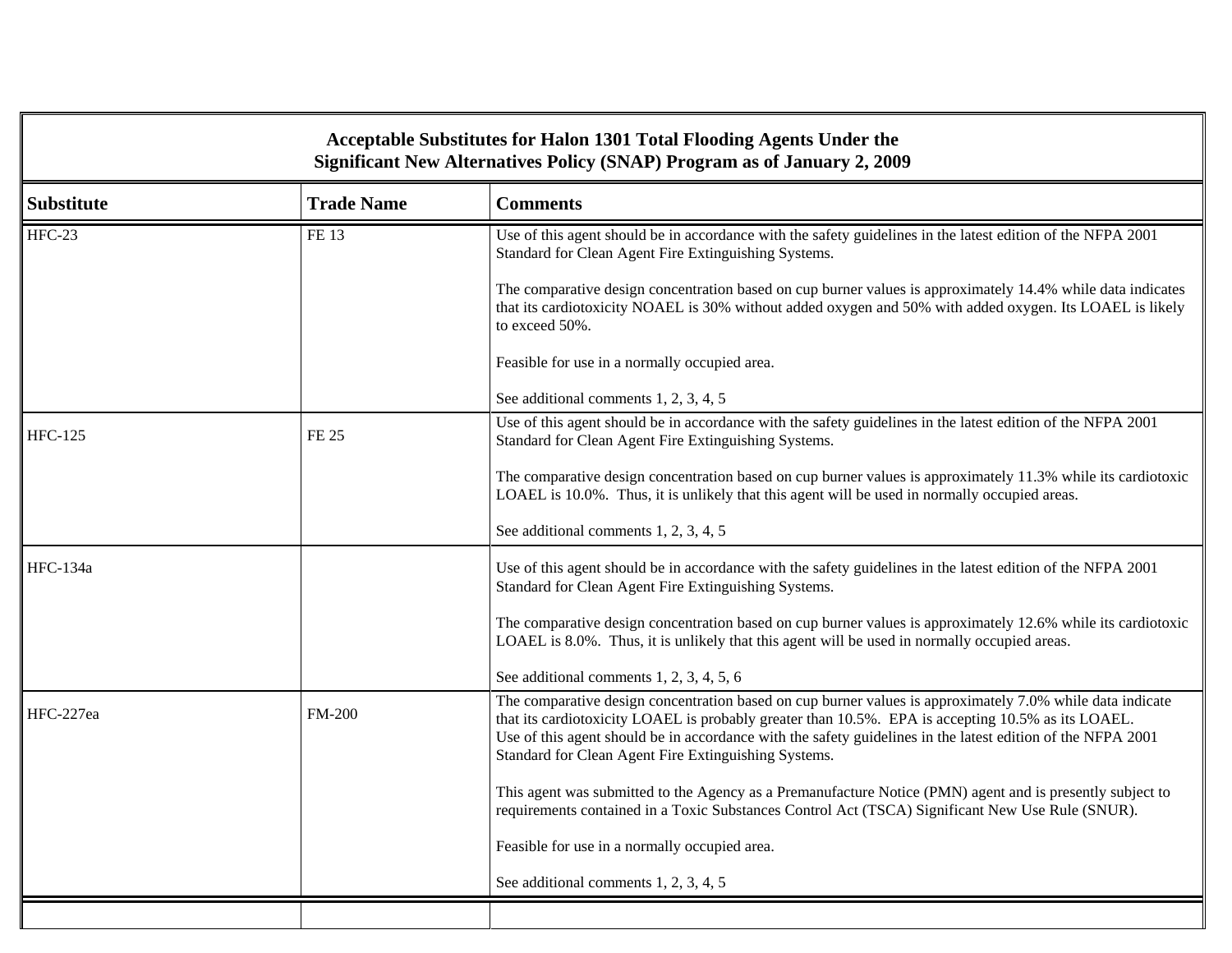| Acceptable Substitutes for Halon 1301 Total Flooding Agents Under the Significant New Alternatives Policy (SNAP) Program as of January 2, 2009 | | |
|---|---|---|
| **Substitute** | **Trade Name** | **Comments** |
| HFC-23 | FE 13 | Use of this agent should be in accordance with the safety guidelines in the latest edition of the NFPA 2001 Standard for Clean Agent Fire Extinguishing Systems.<br><br>The comparative design concentration based on cup burner values is approximately 14.4% while data indicates that its cardiotoxicity NOAEL is 30% without added oxygen and 50% with added oxygen. Its LOAEL is likely to exceed 50%.<br><br>Feasible for use in a normally occupied area.<br><br>See additional comments 1, 2, 3, 4, 5 |
| HFC-125 | FE 25 | Use of this agent should be in accordance with the safety guidelines in the latest edition of the NFPA 2001 Standard for Clean Agent Fire Extinguishing Systems.<br><br>The comparative design concentration based on cup burner values is approximately 11.3% while its cardiotoxic LOAEL is 10.0%. Thus, it is unlikely that this agent will be used in normally occupied areas.<br><br>See additional comments 1, 2, 3, 4, 5 |
| HFC-134a | | Use of this agent should be in accordance with the safety guidelines in the latest edition of the NFPA 2001 Standard for Clean Agent Fire Extinguishing Systems.<br><br>The comparative design concentration based on cup burner values is approximately 12.6% while its cardiotoxic LOAEL is 8.0%. Thus, it is unlikely that this agent will be used in normally occupied areas.<br><br>See additional comments 1, 2, 3, 4, 5, 6 |
| HFC-227ea | FM-200 | The comparative design concentration based on cup burner values is approximately 7.0% while data indicate that its cardiotoxicity LOAEL is probably greater than 10.5%. EPA is accepting 10.5% as its LOAEL. Use of this agent should be in accordance with the safety guidelines in the latest edition of the NFPA 2001 Standard for Clean Agent Fire Extinguishing Systems.<br><br>This agent was submitted to the Agency as a Premanufacture Notice (PMN) agent and is presently subject to requirements contained in a Toxic Substances Control Act (TSCA) Significant New Use Rule (SNUR).<br><br>Feasible for use in a normally occupied area.<br><br>See additional comments 1, 2, 3, 4, 5 |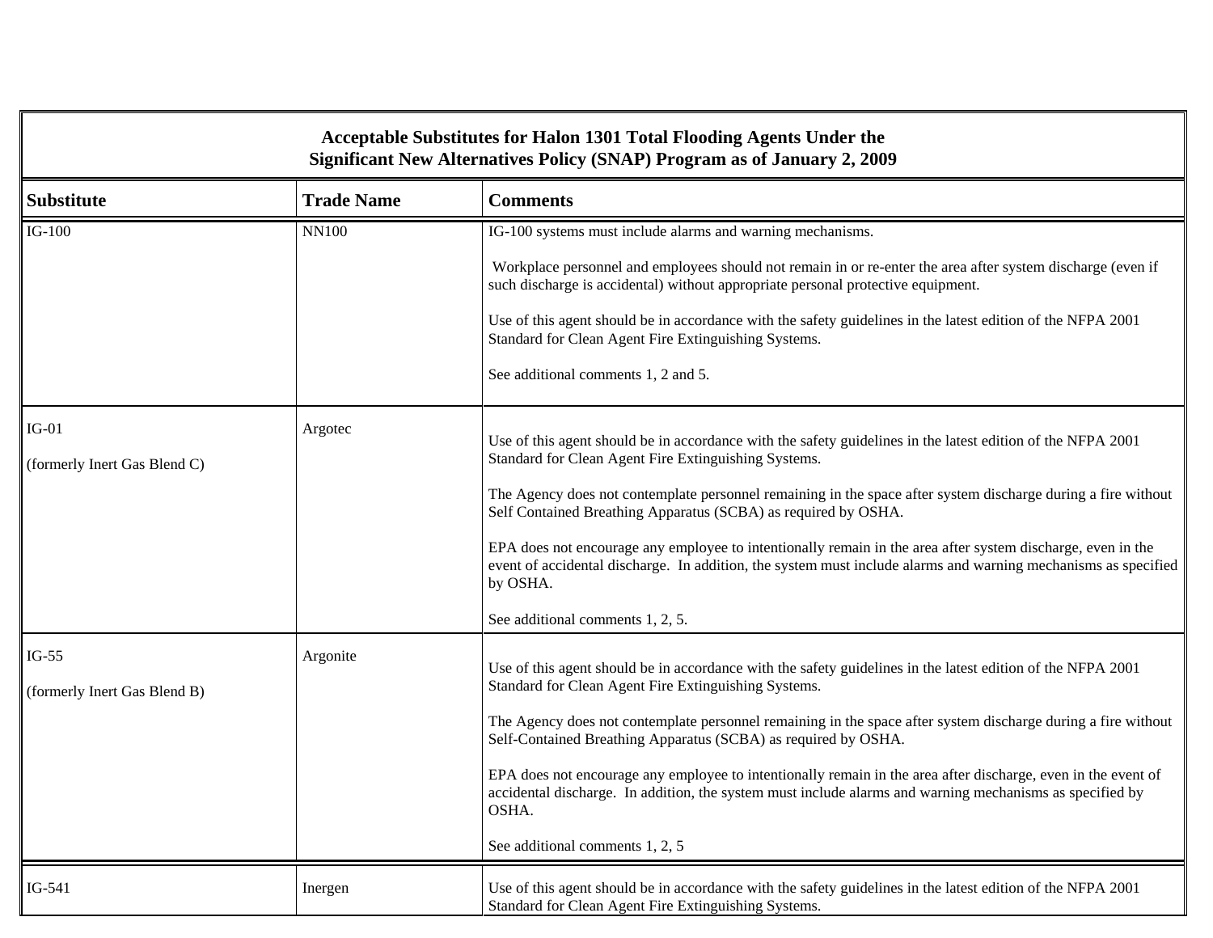| Acceptable Substitutes for Halon 1301 Total Flooding Agents Under the Significant New Alternatives Policy (SNAP) Program as of January 2, 2009 | | |
|---|---|---|
| **Substitute** | **Trade Name** | **Comments** |
| IG-100 | NN100 | IG-100 systems must include alarms and warning mechanisms.<br><br>Workplace personnel and employees should not remain in or re-enter the area after system discharge (even if such discharge is accidental) without appropriate personal protective equipment.<br><br>Use of this agent should be in accordance with the safety guidelines in the latest edition of the NFPA 2001 Standard for Clean Agent Fire Extinguishing Systems.<br><br>See additional comments 1, 2 and 5. |
| IG-01<br><br>(formerly Inert Gas Blend C) | Argotec | Use of this agent should be in accordance with the safety guidelines in the latest edition of the NFPA 2001 Standard for Clean Agent Fire Extinguishing Systems.<br><br>The Agency does not contemplate personnel remaining in the space after system discharge during a fire without Self Contained Breathing Apparatus (SCBA) as required by OSHA.<br><br>EPA does not encourage any employee to intentionally remain in the area after system discharge, even in the event of accidental discharge. In addition, the system must include alarms and warning mechanisms as specified by OSHA.<br><br>See additional comments 1, 2, 5. |
| IG-55<br><br>(formerly Inert Gas Blend B) | Argonite | Use of this agent should be in accordance with the safety guidelines in the latest edition of the NFPA 2001 Standard for Clean Agent Fire Extinguishing Systems.<br><br>The Agency does not contemplate personnel remaining in the space after system discharge during a fire without Self-Contained Breathing Apparatus (SCBA) as required by OSHA.<br><br>EPA does not encourage any employee to intentionally remain in the area after discharge, even in the event of accidental discharge. In addition, the system must include alarms and warning mechanisms as specified by OSHA.<br><br>See additional comments 1, 2, 5 |
| IG-541 | Inergen | Use of this agent should be in accordance with the safety guidelines in the latest edition of the NFPA 2001 Standard for Clean Agent Fire Extinguishing Systems. |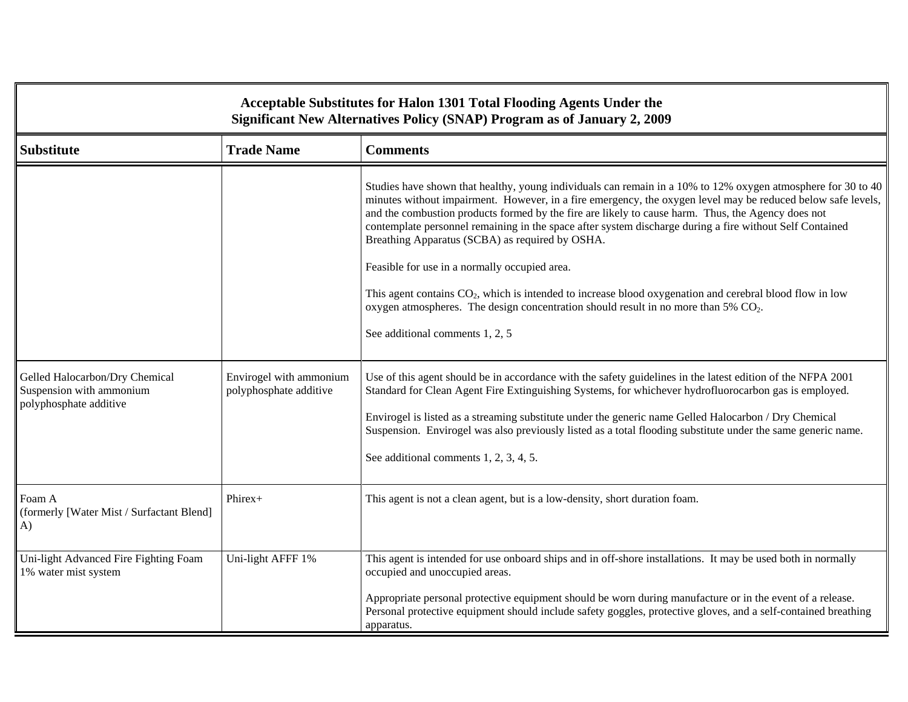**Acceptable Substitutes for Halon 1301 Total Flooding Agents Under the Significant New Alternatives Policy (SNAP) Program as of January 2, 2009**

| Substitute | Trade Name | Comments |
|---|---|---|
| | | Studies have shown that healthy, young individuals can remain in a 10% to 12% oxygen atmosphere for 30 to 40 minutes without impairment. However, in a fire emergency, the oxygen level may be reduced below safe levels, and the combustion products formed by the fire are likely to cause harm. Thus, the Agency does not contemplate personnel remaining in the space after system discharge during a fire without Self Contained Breathing Apparatus (SCBA) as required by OSHA.<br><br>Feasible for use in a normally occupied area.<br><br>This agent contains $CO_2$, which is intended to increase blood oxygenation and cerebral blood flow in low oxygen atmospheres. The design concentration should result in no more than 5% $CO_2$.<br><br>See additional comments 1, 2, 5 |
| Gelled Halocarbon/Dry Chemical Suspension with ammonium polyphosphate additive | Envirogel with ammonium polyphosphate additive | Use of this agent should be in accordance with the safety guidelines in the latest edition of the NFPA 2001 Standard for Clean Agent Fire Extinguishing Systems, for whichever hydrofluorocarbon gas is employed.<br><br>Envirogel is listed as a streaming substitute under the generic name Gelled Halocarbon / Dry Chemical Suspension. Envirogel was also previously listed as a total flooding substitute under the same generic name.<br><br>See additional comments 1, 2, 3, 4, 5. |
| Foam A (formerly [Water Mist / Surfactant Blend] A) | Phirex+ | This agent is not a clean agent, but is a low-density, short duration foam. |
| Uni-light Advanced Fire Fighting Foam 1% water mist system | Uni-light AFFF 1% | This agent is intended for use onboard ships and in off-shore installations. It may be used both in normally occupied and unoccupied areas.<br><br>Appropriate personal protective equipment should be worn during manufacture or in the event of a release. Personal protective equipment should include safety goggles, protective gloves, and a self-contained breathing apparatus. |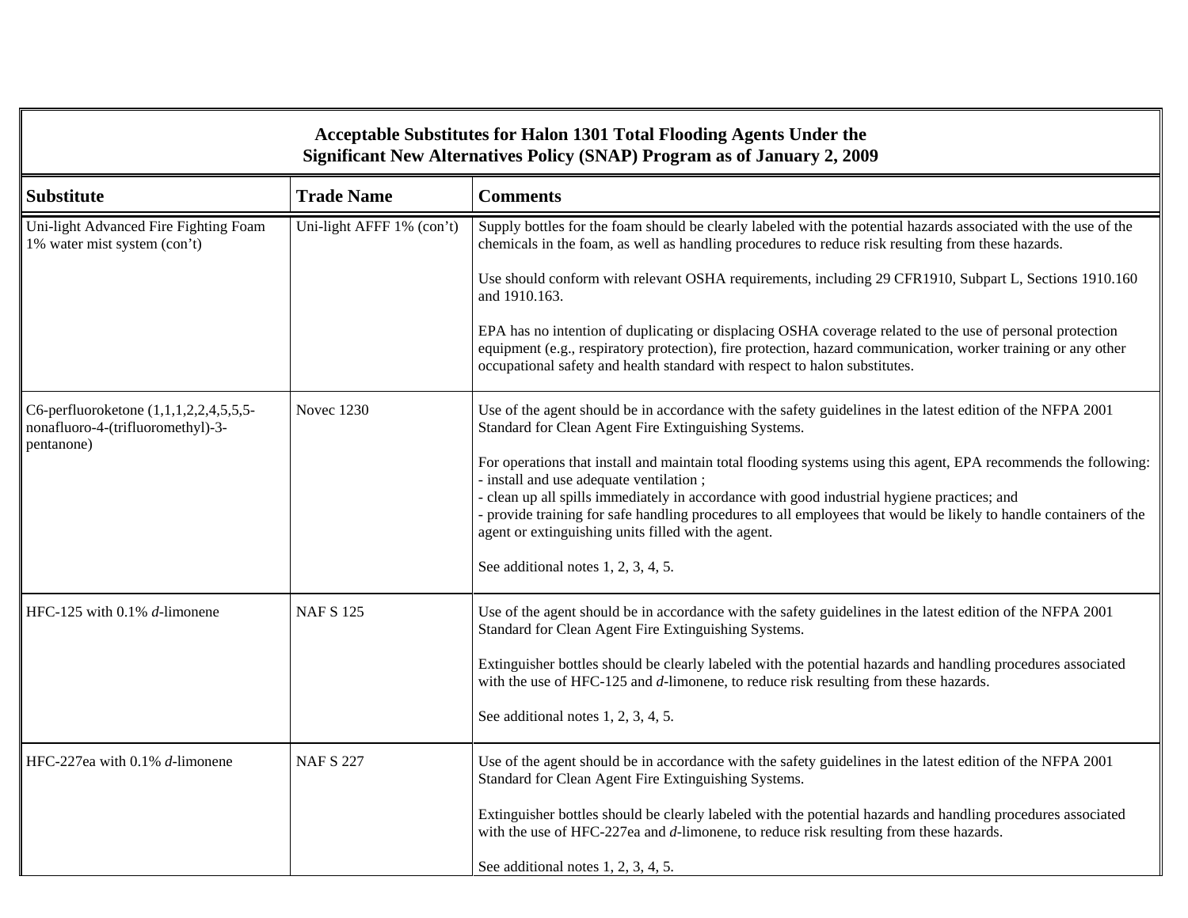| Acceptable Substitutes for Halon 1301 Total Flooding Agents Under the Significant New Alternatives Policy (SNAP) Program as of January 2, 2009 | | |
|---|---|---|
| **Substitute** | **Trade Name** | **Comments** |
| Uni-light Advanced Fire Fighting Foam 1% water mist system (con't) | Uni-light AFFF 1% (con't) | Supply bottles for the foam should be clearly labeled with the potential hazards associated with the use of the chemicals in the foam, as well as handling procedures to reduce risk resulting from these hazards.<br><br>Use should conform with relevant OSHA requirements, including 29 CFR1910, Subpart L, Sections 1910.160 and 1910.163.<br><br>EPA has no intention of duplicating or displacing OSHA coverage related to the use of personal protection equipment (e.g., respiratory protection), fire protection, hazard communication, worker training or any other occupational safety and health standard with respect to halon substitutes. |
| C6-perfluoroketone (1,1,1,2,2,4,5,5,5-nonafluoro-4-(trifluoromethyl)-3-pentanone) | Novec 1230 | Use of the agent should be in accordance with the safety guidelines in the latest edition of the NFPA 2001 Standard for Clean Agent Fire Extinguishing Systems.<br><br>For operations that install and maintain total flooding systems using this agent, EPA recommends the following:<br>- install and use adequate ventilation ;<br>- clean up all spills immediately in accordance with good industrial hygiene practices; and<br>- provide training for safe handling procedures to all employees that would be likely to handle containers of the agent or extinguishing units filled with the agent.<br><br>See additional notes 1, 2, 3, 4, 5. |
| HFC-125 with 0.1% *d*-limonene | NAF S 125 | Use of the agent should be in accordance with the safety guidelines in the latest edition of the NFPA 2001 Standard for Clean Agent Fire Extinguishing Systems.<br><br>Extinguisher bottles should be clearly labeled with the potential hazards and handling procedures associated with the use of HFC-125 and *d*-limonene, to reduce risk resulting from these hazards.<br><br>See additional notes 1, 2, 3, 4, 5. |
| HFC-227ea with 0.1% *d*-limonene | NAF S 227 | Use of the agent should be in accordance with the safety guidelines in the latest edition of the NFPA 2001 Standard for Clean Agent Fire Extinguishing Systems.<br><br>Extinguisher bottles should be clearly labeled with the potential hazards and handling procedures associated with the use of HFC-227ea and *d*-limonene, to reduce risk resulting from these hazards.<br><br>See additional notes 1, 2, 3, 4, 5. |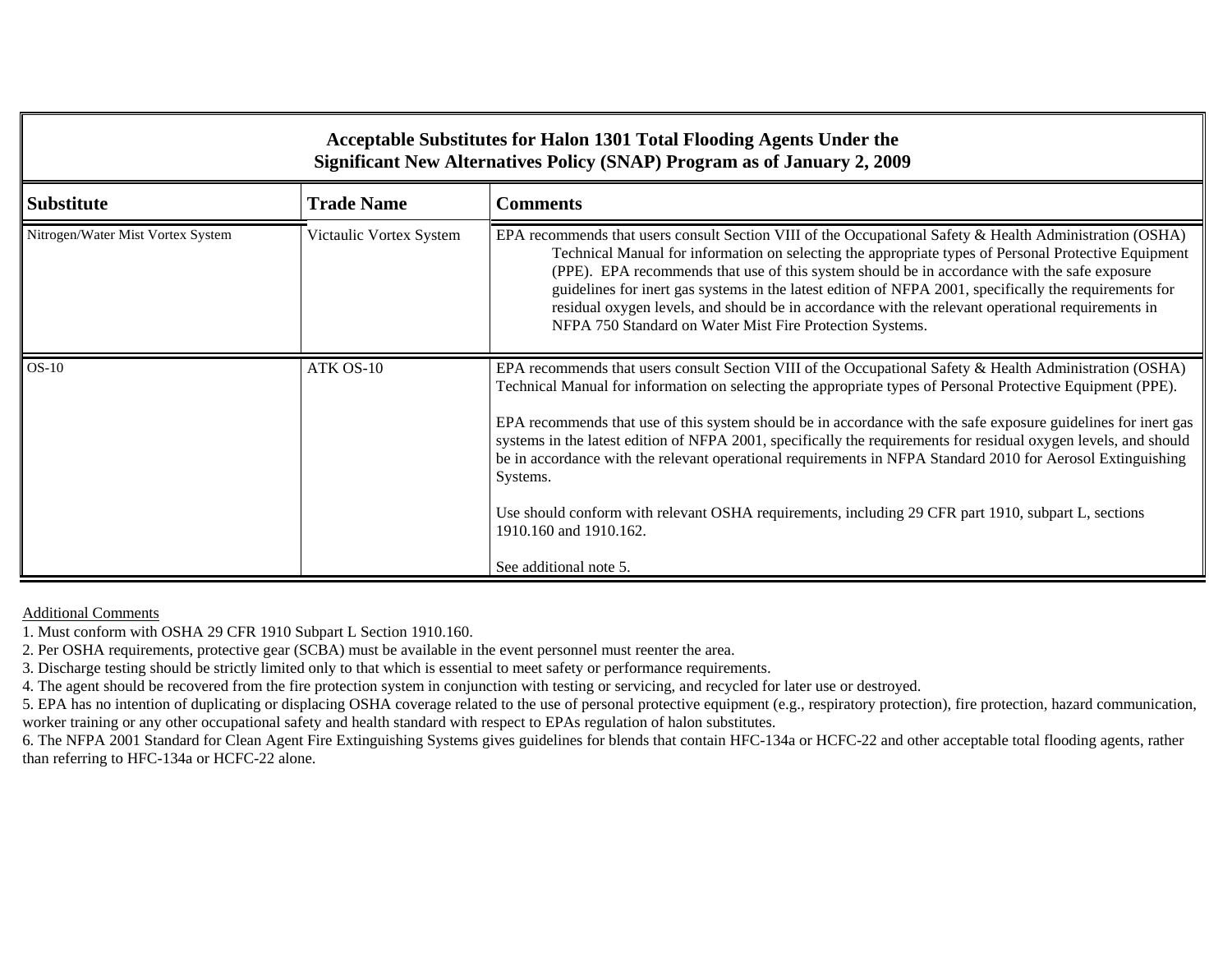| Acceptable Substitutes for Halon 1301 Total Flooding Agents Under the Significant New Alternatives Policy (SNAP) Program as of January 2, 2009 | | |
|---|---|---|
| **Substitute** | **Trade Name** | **Comments** |
| Nitrogen/Water Mist Vortex System | Victaulic Vortex System | EPA recommends that users consult Section VIII of the Occupational Safety & Health Administration (OSHA) Technical Manual for information on selecting the appropriate types of Personal Protective Equipment (PPE). EPA recommends that use of this system should be in accordance with the safe exposure guidelines for inert gas systems in the latest edition of NFPA 2001, specifically the requirements for residual oxygen levels, and should be in accordance with the relevant operational requirements in NFPA 750 Standard on Water Mist Fire Protection Systems. |
| OS-10 | ATK OS-10 | EPA recommends that users consult Section VIII of the Occupational Safety & Health Administration (OSHA) Technical Manual for information on selecting the appropriate types of Personal Protective Equipment (PPE).<br><br>EPA recommends that use of this system should be in accordance with the safe exposure guidelines for inert gas systems in the latest edition of NFPA 2001, specifically the requirements for residual oxygen levels, and should be in accordance with the relevant operational requirements in NFPA Standard 2010 for Aerosol Extinguishing Systems.<br><br>Use should conform with relevant OSHA requirements, including 29 CFR part 1910, subpart L, sections 1910.160 and 1910.162.<br><br>See additional note 5. |

Additional Comments

1. Must conform with OSHA 29 CFR 1910 Subpart L Section 1910.160.
2. Per OSHA requirements, protective gear (SCBA) must be available in the event personnel must reenter the area.
3. Discharge testing should be strictly limited only to that which is essential to meet safety or performance requirements.
4. The agent should be recovered from the fire protection system in conjunction with testing or servicing, and recycled for later use or destroyed.
5. EPA has no intention of duplicating or displacing OSHA coverage related to the use of personal protective equipment (e.g., respiratory protection), fire protection, hazard communication, worker training or any other occupational safety and health standard with respect to EPAs regulation of halon substitutes.
6. The NFPA 2001 Standard for Clean Agent Fire Extinguishing Systems gives guidelines for blends that contain HFC-134a or HCFC-22 and other acceptable total flooding agents, rather than referring to HFC-134a or HCFC-22 alone.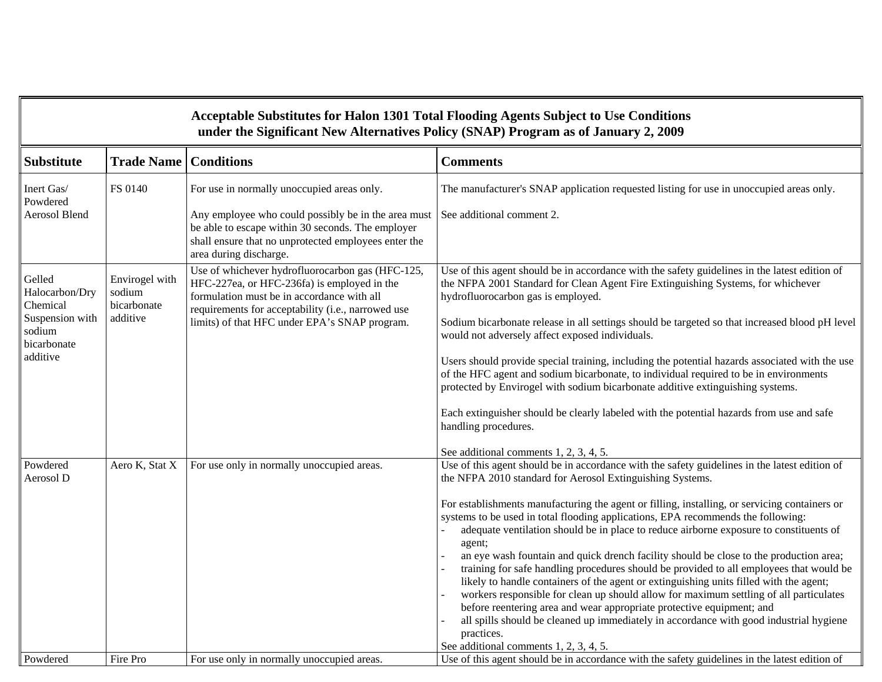| Acceptable Substitutes for Halon 1301 Total Flooding Agents Subject to Use Conditions under the Significant New Alternatives Policy (SNAP) Program as of January 2, 2009 | | | |
|---|---|---|---|
| **Substitute** | **Trade Name** | **Conditions** | **Comments** |
| Inert Gas/ Powdered Aerosol Blend | FS 0140 | For use in normally unoccupied areas only.<br><br>Any employee who could possibly be in the area must be able to escape within 30 seconds. The employer shall ensure that no unprotected employees enter the area during discharge. | The manufacturer's SNAP application requested listing for use in unoccupied areas only.<br><br>See additional comment 2. |
| Gelled Halocarbon/Dry Chemical Suspension with sodium bicarbonate additive | Envirogel with sodium bicarbonate additive | Use of whichever hydrofluorocarbon gas (HFC-125, HFC-227ea, or HFC-236fa) is employed in the formulation must be in accordance with all requirements for acceptability (i.e., narrowed use limits) of that HFC under EPA's SNAP program. | Use of this agent should be in accordance with the safety guidelines in the latest edition of the NFPA 2001 Standard for Clean Agent Fire Extinguishing Systems, for whichever hydrofluorocarbon gas is employed.<br><br>Sodium bicarbonate release in all settings should be targeted so that increased blood pH level would not adversely affect exposed individuals.<br><br>Users should provide special training, including the potential hazards associated with the use of the HFC agent and sodium bicarbonate, to individual required to be in environments protected by Envirogel with sodium bicarbonate additive extinguishing systems.<br><br>Each extinguisher should be clearly labeled with the potential hazards from use and safe handling procedures.<br><br>See additional comments 1, 2, 3, 4, 5. |
| Powdered Aerosol D | Aero K, Stat X | For use only in normally unoccupied areas. | Use of this agent should be in accordance with the safety guidelines in the latest edition of the NFPA 2010 standard for Aerosol Extinguishing Systems.<br><br>For establishments manufacturing the agent or filling, installing, or servicing containers or systems to be used in total flooding applications, EPA recommends the following:<br>- adequate ventilation should be in place to reduce airborne exposure to constituents of agent;<br>- an eye wash fountain and quick drench facility should be close to the production area;<br>- training for safe handling procedures should be provided to all employees that would be likely to handle containers of the agent or extinguishing units filled with the agent;<br>- workers responsible for clean up should allow for maximum settling of all particulates before reentering area and wear appropriate protective equipment; and<br>- all spills should be cleaned up immediately in accordance with good industrial hygiene practices.<br>See additional comments 1, 2, 3, 4, 5. |
| Powdered | Fire Pro | For use only in normally unoccupied areas. | Use of this agent should be in accordance with the safety guidelines in the latest edition of |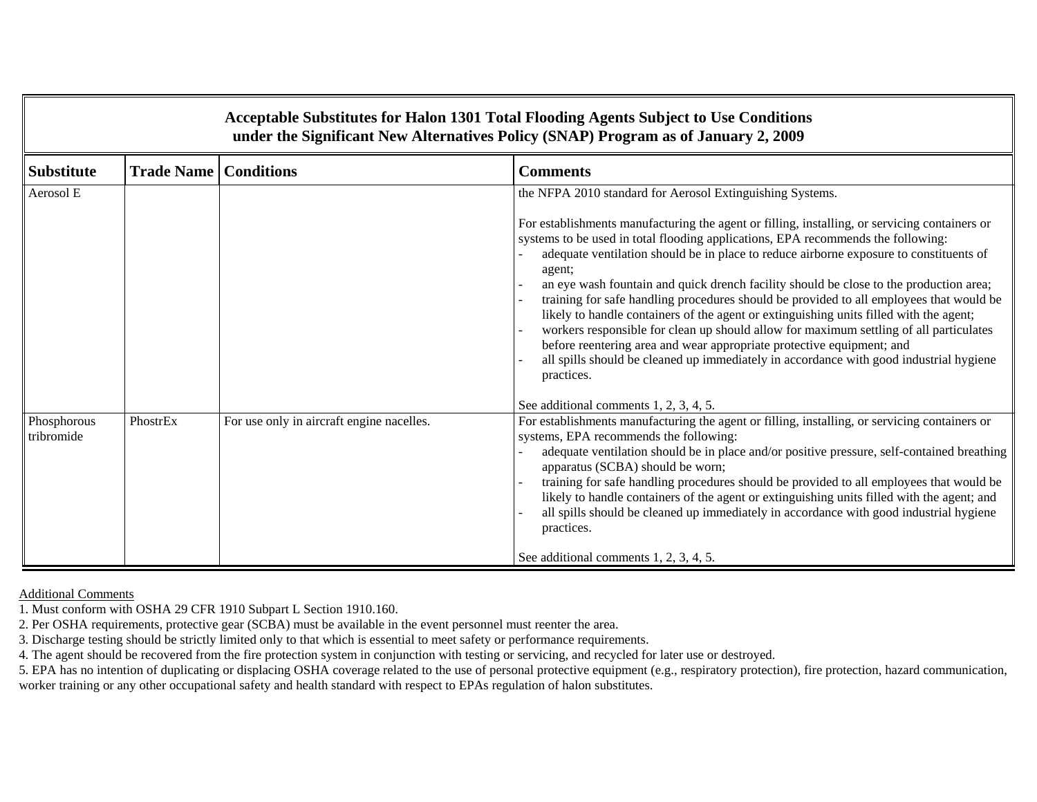## Acceptable Substitutes for Halon 1301 Total Flooding Agents Subject to Use Conditions under the Significant New Alternatives Policy (SNAP) Program as of January 2, 2009

| Substitute | Trade Name | Conditions | Comments |
|---|---|---|---|
| Aerosol E | | | the NFPA 2010 standard for Aerosol Extinguishing Systems.<br><br>For establishments manufacturing the agent or filling, installing, or servicing containers or systems to be used in total flooding applications, EPA recommends the following:<br>- adequate ventilation should be in place to reduce airborne exposure to constituents of agent;<br>- an eye wash fountain and quick drench facility should be close to the production area;<br>- training for safe handling procedures should be provided to all employees that would be likely to handle containers of the agent or extinguishing units filled with the agent;<br>- workers responsible for clean up should allow for maximum settling of all particulates before reentering area and wear appropriate protective equipment; and<br>- all spills should be cleaned up immediately in accordance with good industrial hygiene practices.<br><br>See additional comments 1, 2, 3, 4, 5. |
| Phosphorous tribromide | PhostrEx | For use only in aircraft engine nacelles. | For establishments manufacturing the agent or filling, installing, or servicing containers or systems, EPA recommends the following:<br>- adequate ventilation should be in place and/or positive pressure, self-contained breathing apparatus (SCBA) should be worn;<br>- training for safe handling procedures should be provided to all employees that would be likely to handle containers of the agent or extinguishing units filled with the agent; and<br>- all spills should be cleaned up immediately in accordance with good industrial hygiene practices.<br><br>See additional comments 1, 2, 3, 4, 5. |

Additional Comments

1. Must conform with OSHA 29 CFR 1910 Subpart L Section 1910.160.
2. Per OSHA requirements, protective gear (SCBA) must be available in the event personnel must reenter the area.
3. Discharge testing should be strictly limited only to that which is essential to meet safety or performance requirements.
4. The agent should be recovered from the fire protection system in conjunction with testing or servicing, and recycled for later use or destroyed.
5. EPA has no intention of duplicating or displacing OSHA coverage related to the use of personal protective equipment (e.g., respiratory protection), fire protection, hazard communication, worker training or any other occupational safety and health standard with respect to EPAs regulation of halon substitutes.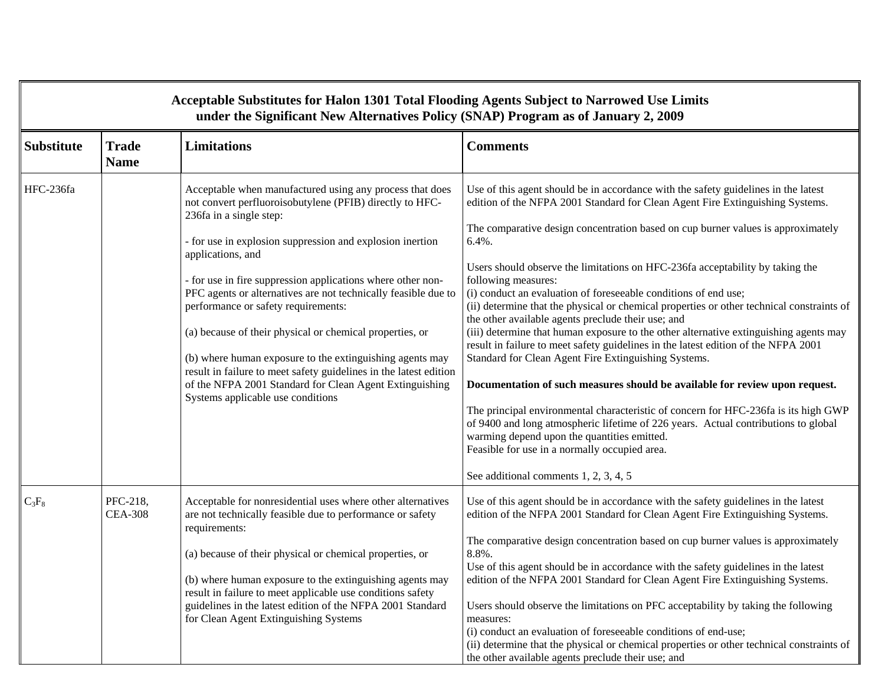| **Acceptable Substitutes for Halon 1301 Total Flooding Agents Subject to Narrowed Use Limits under the Significant New Alternatives Policy (SNAP) Program as of January 2, 2009** | | | |
|---|---|---|---|
| **Substitute** | **Trade Name** | **Limitations** | **Comments** |
| HFC-236fa | | Acceptable when manufactured using any process that does not convert perfluoroisobutylene (PFIB) directly to HFC-236fa in a single step:<br><br>- for use in explosion suppression and explosion inertion applications, and<br><br>- for use in fire suppression applications where other non-PFC agents or alternatives are not technically feasible due to performance or safety requirements:<br><br>(a) because of their physical or chemical properties, or<br><br>(b) where human exposure to the extinguishing agents may result in failure to meet safety guidelines in the latest edition of the NFPA 2001 Standard for Clean Agent Extinguishing Systems applicable use conditions | Use of this agent should be in accordance with the safety guidelines in the latest edition of the NFPA 2001 Standard for Clean Agent Fire Extinguishing Systems.<br><br>The comparative design concentration based on cup burner values is approximately 6.4%.<br><br>Users should observe the limitations on HFC-236fa acceptability by taking the following measures:<br>(i) conduct an evaluation of foreseeable conditions of end use;<br>(ii) determine that the physical or chemical properties or other technical constraints of the other available agents preclude their use; and<br>(iii) determine that human exposure to the other alternative extinguishing agents may result in failure to meet safety guidelines in the latest edition of the NFPA 2001 Standard for Clean Agent Fire Extinguishing Systems.<br><br>**Documentation of such measures should be available for review upon request.**<br><br>The principal environmental characteristic of concern for HFC-236fa is its high GWP of 9400 and long atmospheric lifetime of 226 years. Actual contributions to global warming depend upon the quantities emitted.<br>Feasible for use in a normally occupied area.<br><br>See additional comments 1, 2, 3, 4, 5 |
| $C_3F_8$ | PFC-218, CEA-308 | Acceptable for nonresidential uses where other alternatives are not technically feasible due to performance or safety requirements:<br><br>(a) because of their physical or chemical properties, or<br><br>(b) where human exposure to the extinguishing agents may result in failure to meet applicable use conditions safety guidelines in the latest edition of the NFPA 2001 Standard for Clean Agent Extinguishing Systems | Use of this agent should be in accordance with the safety guidelines in the latest edition of the NFPA 2001 Standard for Clean Agent Fire Extinguishing Systems.<br><br>The comparative design concentration based on cup burner values is approximately 8.8%.<br>Use of this agent should be in accordance with the safety guidelines in the latest edition of the NFPA 2001 Standard for Clean Agent Fire Extinguishing Systems.<br><br>Users should observe the limitations on PFC acceptability by taking the following measures:<br>(i) conduct an evaluation of foreseeable conditions of end-use;<br>(ii) determine that the physical or chemical properties or other technical constraints of the other available agents preclude their use; and |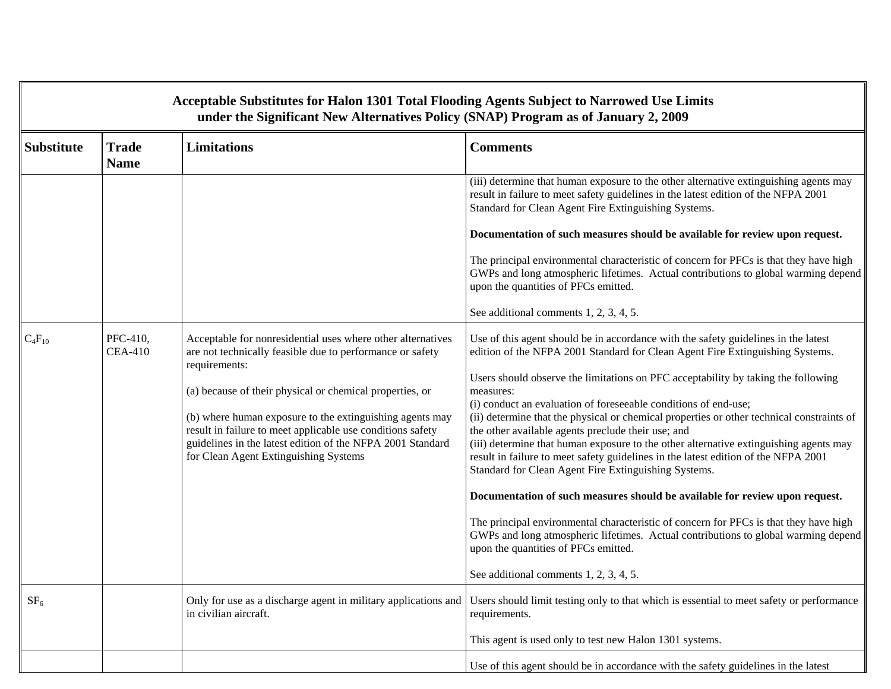| Acceptable Substitutes for Halon 1301 Total Flooding Agents Subject to Narrowed Use Limits under the Significant New Alternatives Policy (SNAP) Program as of January 2, 2009 | | | |
|---|---|---|---|
| **Substitute** | **Trade Name** | **Limitations** | **Comments** |
| | | | (iii) determine that human exposure to the other alternative extinguishing agents may result in failure to meet safety guidelines in the latest edition of the NFPA 2001 Standard for Clean Agent Fire Extinguishing Systems.<br><br>**Documentation of such measures should be available for review upon request.**<br><br>The principal environmental characteristic of concern for PFCs is that they have high GWPs and long atmospheric lifetimes. Actual contributions to global warming depend upon the quantities of PFCs emitted.<br><br>See additional comments 1, 2, 3, 4, 5. |
| $C_4F_{10}$ | PFC-410, CEA-410 | Acceptable for nonresidential uses where other alternatives are not technically feasible due to performance or safety requirements:<br><br>(a) because of their physical or chemical properties, or<br><br>(b) where human exposure to the extinguishing agents may result in failure to meet applicable use conditions safety guidelines in the latest edition of the NFPA 2001 Standard for Clean Agent Extinguishing Systems | Use of this agent should be in accordance with the safety guidelines in the latest edition of the NFPA 2001 Standard for Clean Agent Fire Extinguishing Systems.<br><br>Users should observe the limitations on PFC acceptability by taking the following measures:<br>(i) conduct an evaluation of foreseeable conditions of end-use;<br>(ii) determine that the physical or chemical properties or other technical constraints of the other available agents preclude their use; and<br>(iii) determine that human exposure to the other alternative extinguishing agents may result in failure to meet safety guidelines in the latest edition of the NFPA 2001 Standard for Clean Agent Fire Extinguishing Systems.<br><br>**Documentation of such measures should be available for review upon request.**<br><br>The principal environmental characteristic of concern for PFCs is that they have high GWPs and long atmospheric lifetimes. Actual contributions to global warming depend upon the quantities of PFCs emitted.<br><br>See additional comments 1, 2, 3, 4, 5. |
| $SF_6$ | | Only for use as a discharge agent in military applications and in civilian aircraft. | Users should limit testing only to that which is essential to meet safety or performance requirements.<br><br>This agent is used only to test new Halon 1301 systems. |
| | | | Use of this agent should be in accordance with the safety guidelines in the latest |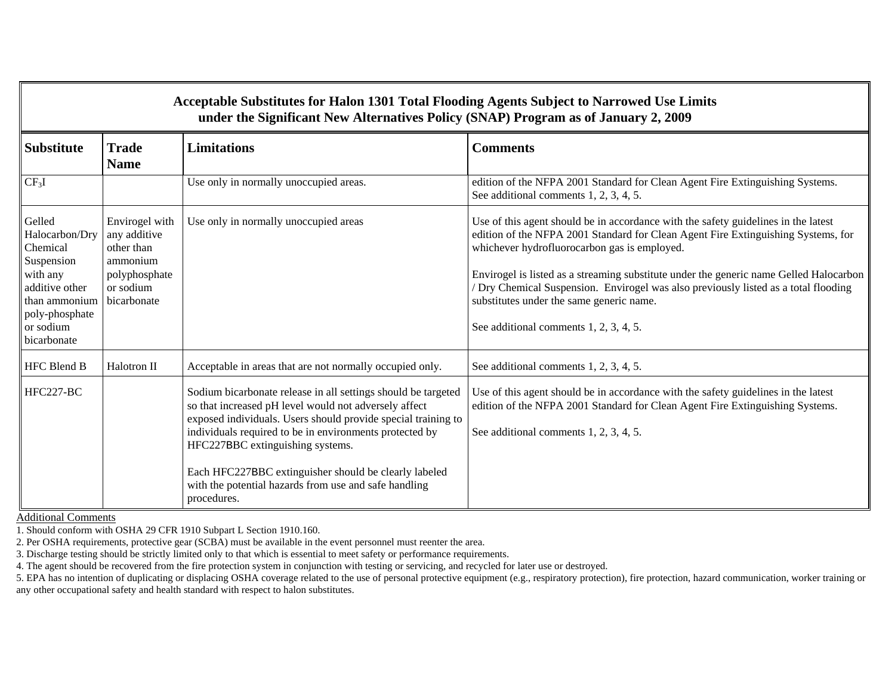**Acceptable Substitutes for Halon 1301 Total Flooding Agents Subject to Narrowed Use Limits under the Significant New Alternatives Policy (SNAP) Program as of January 2, 2009**

| Substitute | Trade Name | Limitations | Comments |
|---|---|---|---|
| $CF_3I$ | | Use only in normally unoccupied areas. | edition of the NFPA 2001 Standard for Clean Agent Fire Extinguishing Systems. See additional comments 1, 2, 3, 4, 5. |
| Gelled Halocarbon/Dry Chemical Suspension with any additive other than ammonium poly-phosphate or sodium bicarbonate | Envirogel with any additive other than ammonium polyphosphate or sodium bicarbonate | Use only in normally unoccupied areas | Use of this agent should be in accordance with the safety guidelines in the latest edition of the NFPA 2001 Standard for Clean Agent Fire Extinguishing Systems, for whichever hydrofluorocarbon gas is employed.<br><br>Envirogel is listed as a streaming substitute under the generic name Gelled Halocarbon / Dry Chemical Suspension. Envirogel was also previously listed as a total flooding substitutes under the same generic name.<br><br>See additional comments 1, 2, 3, 4, 5. |
| HFC Blend B | Halotron II | Acceptable in areas that are not normally occupied only. | See additional comments 1, 2, 3, 4, 5. |
| HFC227-BC | | Sodium bicarbonate release in all settings should be targeted so that increased pH level would not adversely affect exposed individuals. Users should provide special training to individuals required to be in environments protected by HFC227BBC extinguishing systems.<br><br>Each HFC227BBC extinguisher should be clearly labeled with the potential hazards from use and safe handling procedures. | Use of this agent should be in accordance with the safety guidelines in the latest edition of the NFPA 2001 Standard for Clean Agent Fire Extinguishing Systems.<br><br>See additional comments 1, 2, 3, 4, 5. |

Additional Comments

1. Should conform with OSHA 29 CFR 1910 Subpart L Section 1910.160.
2. Per OSHA requirements, protective gear (SCBA) must be available in the event personnel must reenter the area.
3. Discharge testing should be strictly limited only to that which is essential to meet safety or performance requirements.
4. The agent should be recovered from the fire protection system in conjunction with testing or servicing, and recycled for later use or destroyed.
5. EPA has no intention of duplicating or displacing OSHA coverage related to the use of personal protective equipment (e.g., respiratory protection), fire protection, hazard communication, worker training or any other occupational safety and health standard with respect to halon substitutes.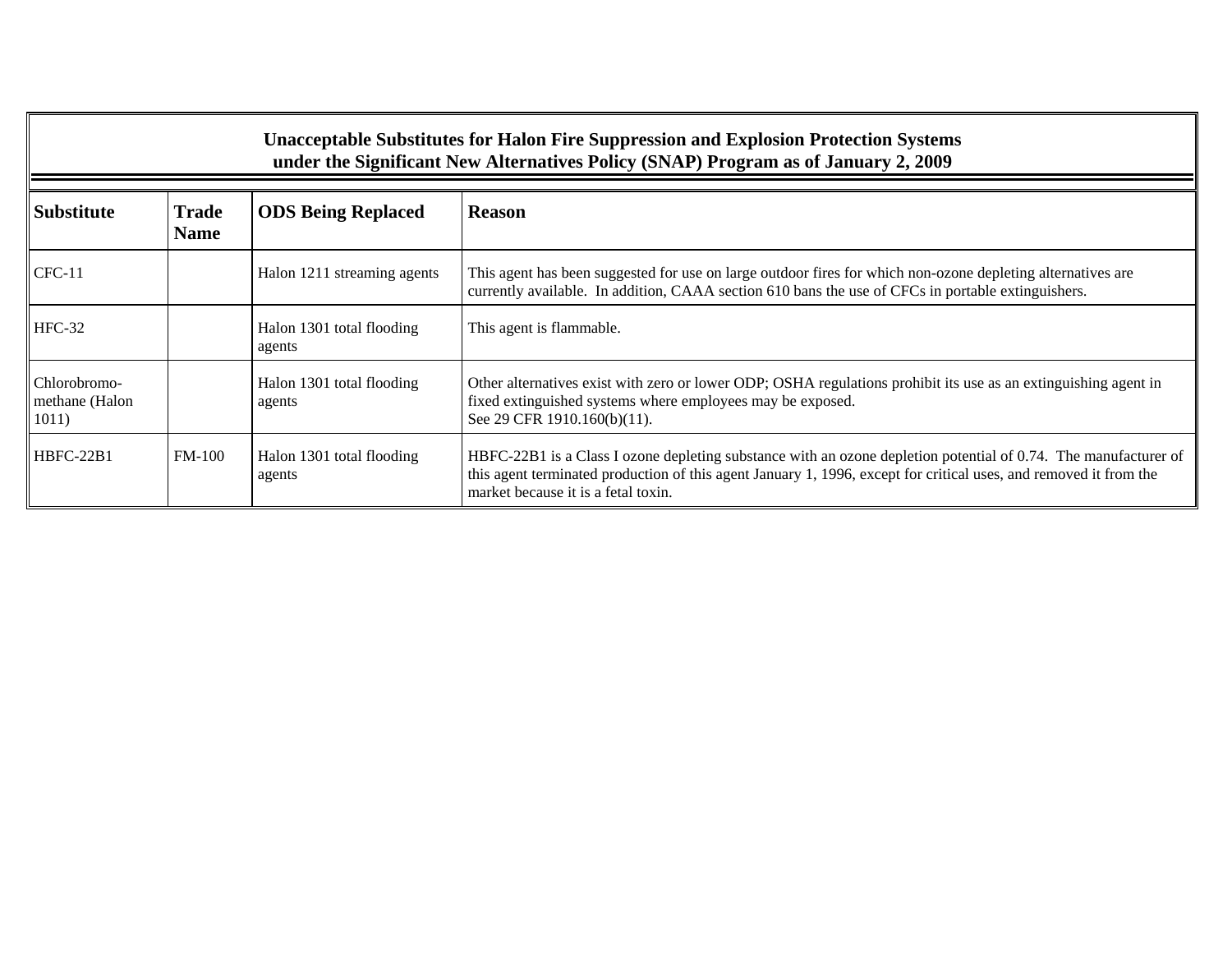## Unacceptable Substitutes for Halon Fire Suppression and Explosion Protection Systems under the Significant New Alternatives Policy (SNAP) Program as of January 2, 2009

| Substitute | Trade Name | ODS Being Replaced | Reason |
|---|---|---|---|
| CFC-11 | | Halon 1211 streaming agents | This agent has been suggested for use on large outdoor fires for which non-ozone depleting alternatives are currently available. In addition, CAAA section 610 bans the use of CFCs in portable extinguishers. |
| HFC-32 | | Halon 1301 total flooding agents | This agent is flammable. |
| Chlorobromo-methane (Halon 1011) | | Halon 1301 total flooding agents | Other alternatives exist with zero or lower ODP; OSHA regulations prohibit its use as an extinguishing agent in fixed extinguished systems where employees may be exposed.<br>See 29 CFR 1910.160(b)(11). |
| HBFC-22B1 | FM-100 | Halon 1301 total flooding agents | HBFC-22B1 is a Class I ozone depleting substance with an ozone depletion potential of 0.74. The manufacturer of this agent terminated production of this agent January 1, 1996, except for critical uses, and removed it from the market because it is a fetal toxin. |